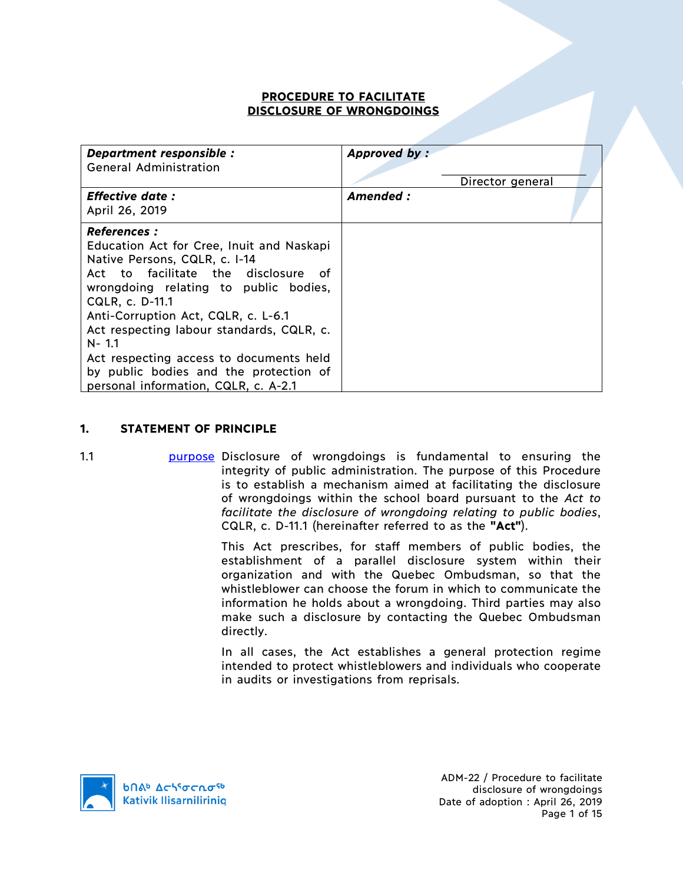# PROCEDURE TO FACILITATE DISCLOSURE OF WRONGDOINGS

| ***Department responsible :*** General Administration | ***Approved by :*** Director general |
| --- | --- |
| ***Effective date :*** April 26, 2019 | ***Amended :*** |
| ***References :*** Education Act for Cree, Inuit and Naskapi Native Persons, CQLR, c. I-14<br>Act to facilitate the disclosure of wrongdoing relating to public bodies, CQLR, c. D-11.1<br>Anti-Corruption Act, CQLR, c. L-6.1<br>Act respecting labour standards, CQLR, c. N- 1.1<br>Act respecting access to documents held by public bodies and the protection of personal information, CQLR, c. A-2.1 | |

## 1. STATEMENT OF PRINCIPLE

1.1 purpose Disclosure of wrongdoings is fundamental to ensuring the integrity of public administration. The purpose of this Procedure is to establish a mechanism aimed at facilitating the disclosure of wrongdoings within the school board pursuant to the *Act to facilitate the disclosure of wrongdoing relating to public bodies*, CQLR, c. D-11.1 (hereinafter referred to as the **"Act"**).

This Act prescribes, for staff members of public bodies, the establishment of a parallel disclosure system within their organization and with the Quebec Ombudsman, so that the whistleblower can choose the forum in which to communicate the information he holds about a wrongdoing. Third parties may also make such a disclosure by contacting the Quebec Ombudsman directly.

In all cases, the Act establishes a general protection regime intended to protect whistleblowers and individuals who cooperate in audits or investigations from reprisals.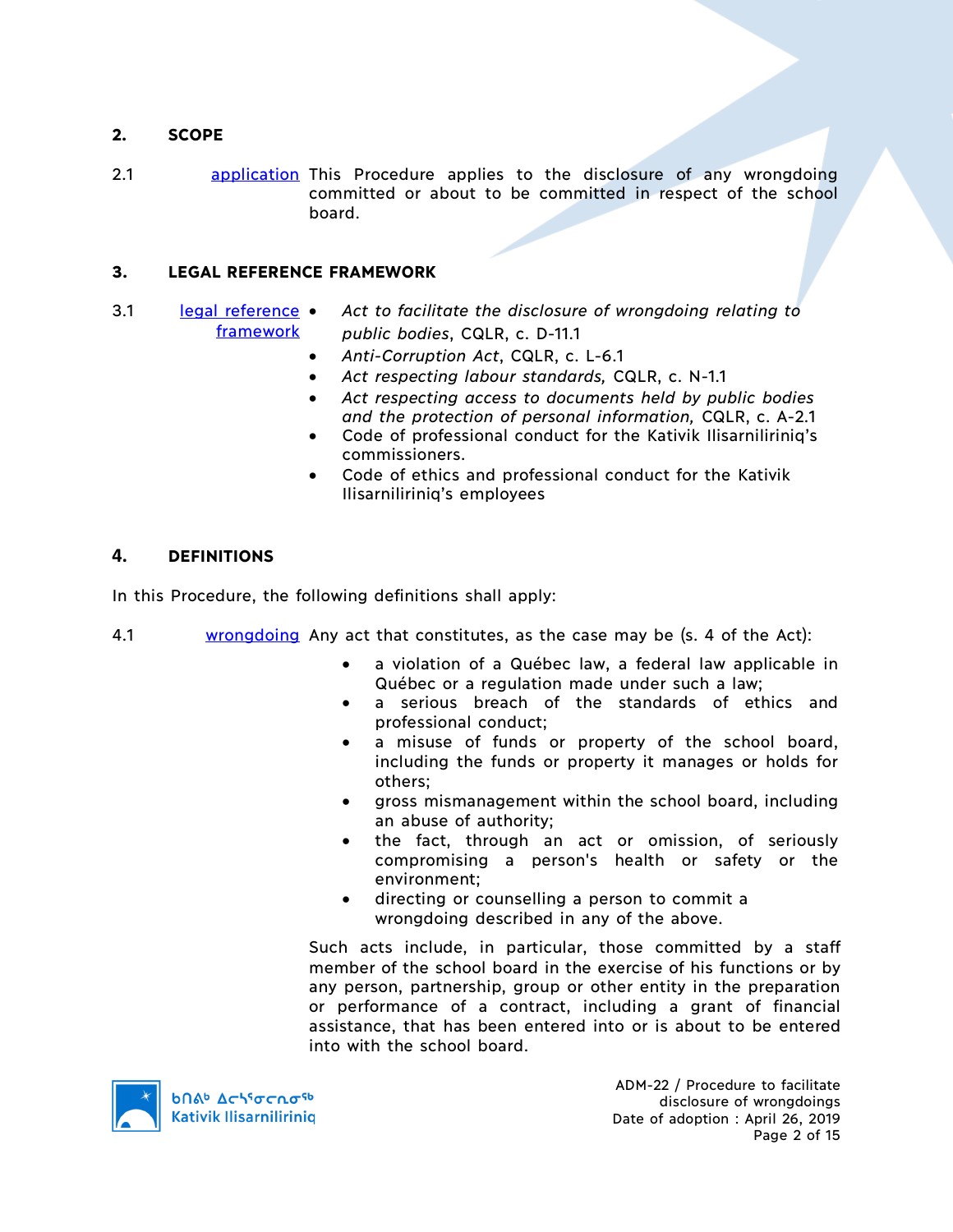## 2. SCOPE

2.1 application This Procedure applies to the disclosure of any wrongdoing committed or about to be committed in respect of the school board.

## 3. LEGAL REFERENCE FRAMEWORK

3.1 legal reference framework

- *Act to facilitate the disclosure of wrongdoing relating to public bodies*, CQLR, c. D-11.1
- *Anti-Corruption Act*, CQLR, c. L-6.1
- *Act respecting labour standards,* CQLR, c. N-1.1
- *Act respecting access to documents held by public bodies and the protection of personal information,* CQLR, c. A-2.1
- Code of professional conduct for the Kativik Ilisarniliriniq's commissioners.
- Code of ethics and professional conduct for the Kativik Ilisarniliriniq's employees

## 4. DEFINITIONS

In this Procedure, the following definitions shall apply:

4.1 wrongdoing Any act that constitutes, as the case may be (s. 4 of the Act):

- a violation of a Québec law, a federal law applicable in Québec or a regulation made under such a law;
- a serious breach of the standards of ethics and professional conduct;
- a misuse of funds or property of the school board, including the funds or property it manages or holds for others;
- gross mismanagement within the school board, including an abuse of authority;
- the fact, through an act or omission, of seriously compromising a person's health or safety or the environment;
- directing or counselling a person to commit a wrongdoing described in any of the above.

Such acts include, in particular, those committed by a staff member of the school board in the exercise of his functions or by any person, partnership, group or other entity in the preparation or performance of a contract, including a grant of financial assistance, that has been entered into or is about to be entered into with the school board.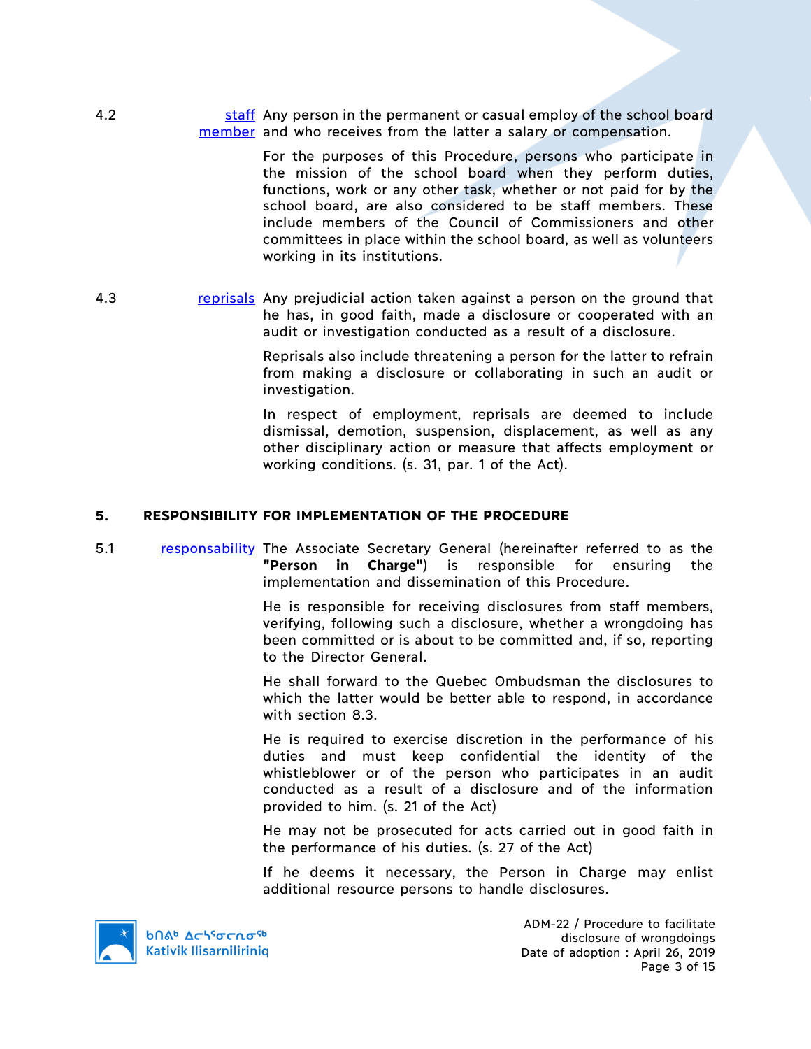4.2 **staff member** Any person in the permanent or casual employ of the school board and who receives from the latter a salary or compensation.

For the purposes of this Procedure, persons who participate in the mission of the school board when they perform duties, functions, work or any other task, whether or not paid for by the school board, are also considered to be staff members. These include members of the Council of Commissioners and other committees in place within the school board, as well as volunteers working in its institutions.

4.3 **reprisals** Any prejudicial action taken against a person on the ground that he has, in good faith, made a disclosure or cooperated with an audit or investigation conducted as a result of a disclosure.

Reprisals also include threatening a person for the latter to refrain from making a disclosure or collaborating in such an audit or investigation.

In respect of employment, reprisals are deemed to include dismissal, demotion, suspension, displacement, as well as any other disciplinary action or measure that affects employment or working conditions. (s. 31, par. 1 of the Act).

## 5. RESPONSIBILITY FOR IMPLEMENTATION OF THE PROCEDURE

5.1 **responsability** The Associate Secretary General (hereinafter referred to as the **"Person in Charge"**) is responsible for ensuring the implementation and dissemination of this Procedure.

He is responsible for receiving disclosures from staff members, verifying, following such a disclosure, whether a wrongdoing has been committed or is about to be committed and, if so, reporting to the Director General.

He shall forward to the Quebec Ombudsman the disclosures to which the latter would be better able to respond, in accordance with section 8.3.

He is required to exercise discretion in the performance of his duties and must keep confidential the identity of the whistleblower or of the person who participates in an audit conducted as a result of a disclosure and of the information provided to him. (s. 21 of the Act)

He may not be prosecuted for acts carried out in good faith in the performance of his duties. (s. 27 of the Act)

If he deems it necessary, the Person in Charge may enlist additional resource persons to handle disclosures.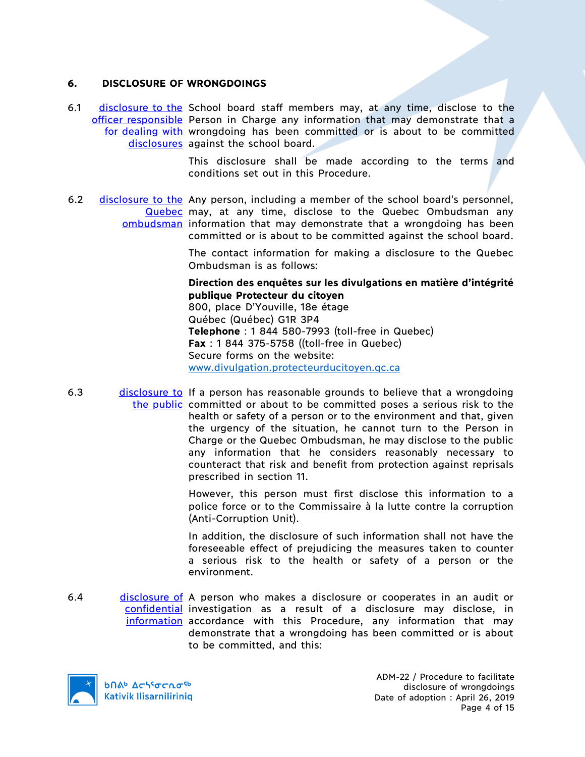## 6. DISCLOSURE OF WRONGDOINGS

6.1 [disclosure to the officer responsible for dealing with disclosures]

School board staff members may, at any time, disclose to the Person in Charge any information that may demonstrate that a wrongdoing has been committed or is about to be committed against the school board.

This disclosure shall be made according to the terms and conditions set out in this Procedure.

6.2 [disclosure to the Quebec ombudsman]

Any person, including a member of the school board's personnel, may, at any time, disclose to the Quebec Ombudsman any information that may demonstrate that a wrongdoing has been committed or is about to be committed against the school board.

The contact information for making a disclosure to the Quebec Ombudsman is as follows:

**Direction des enquêtes sur les divulgations en matière d'intégrité publique Protecteur du citoyen**
800, place D'Youville, 18e étage
Québec (Québec) G1R 3P4
**Telephone** : 1 844 580-7993 (toll-free in Quebec)
**Fax** : 1 844 375-5758 ((toll-free in Quebec)
Secure forms on the website:
www.divulgation.protecteurducitoyen.qc.ca

6.3 [disclosure to the public]

If a person has reasonable grounds to believe that a wrongdoing committed or about to be committed poses a serious risk to the health or safety of a person or to the environment and that, given the urgency of the situation, he cannot turn to the Person in Charge or the Quebec Ombudsman, he may disclose to the public any information that he considers reasonably necessary to counteract that risk and benefit from protection against reprisals prescribed in section 11.

However, this person must first disclose this information to a police force or to the Commissaire à la lutte contre la corruption (Anti-Corruption Unit).

In addition, the disclosure of such information shall not have the foreseeable effect of prejudicing the measures taken to counter a serious risk to the health or safety of a person or the environment.

6.4 [disclosure of confidential information]

A person who makes a disclosure or cooperates in an audit or investigation as a result of a disclosure may disclose, in accordance with this Procedure, any information that may demonstrate that a wrongdoing has been committed or is about to be committed, and this: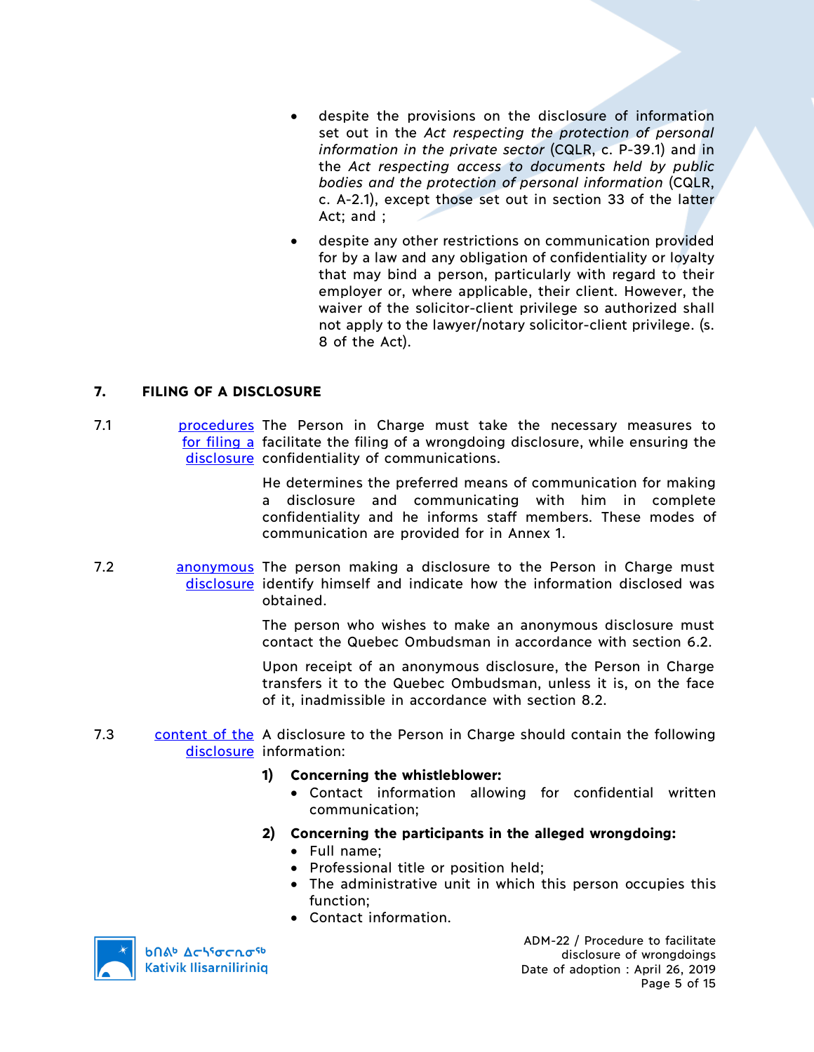- despite the provisions on the disclosure of information set out in the *Act respecting the protection of personal information in the private sector* (CQLR, c. P-39.1) and in the *Act respecting access to documents held by public bodies and the protection of personal information* (CQLR, c. A-2.1), except those set out in section 33 of the latter Act; and ;
- despite any other restrictions on communication provided for by a law and any obligation of confidentiality or loyalty that may bind a person, particularly with regard to their employer or, where applicable, their client. However, the waiver of the solicitor-client privilege so authorized shall not apply to the lawyer/notary solicitor-client privilege. (s. 8 of the Act).

## 7. FILING OF A DISCLOSURE

**7.1** procedures for filing a disclosure

The Person in Charge must take the necessary measures to facilitate the filing of a wrongdoing disclosure, while ensuring the confidentiality of communications.

He determines the preferred means of communication for making a disclosure and communicating with him in complete confidentiality and he informs staff members. These modes of communication are provided for in Annex 1.

**7.2** anonymous disclosure

The person making a disclosure to the Person in Charge must identify himself and indicate how the information disclosed was obtained.

The person who wishes to make an anonymous disclosure must contact the Quebec Ombudsman in accordance with section 6.2.

Upon receipt of an anonymous disclosure, the Person in Charge transfers it to the Quebec Ombudsman, unless it is, on the face of it, inadmissible in accordance with section 8.2.

**7.3** content of the disclosure

A disclosure to the Person in Charge should contain the following information:

1) **Concerning the whistleblower:**
   - Contact information allowing for confidential written communication;

2) **Concerning the participants in the alleged wrongdoing:**
   - Full name;
   - Professional title or position held;
   - The administrative unit in which this person occupies this function;
   - Contact information.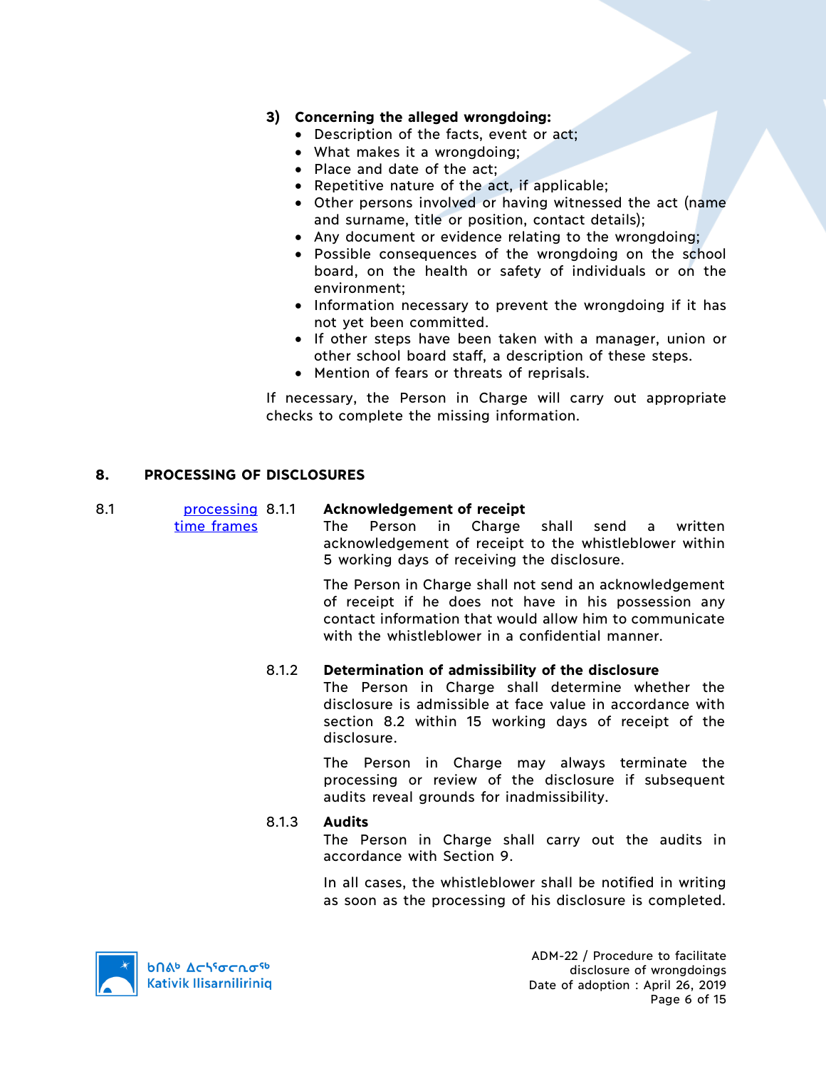**3) Concerning the alleged wrongdoing:**

- Description of the facts, event or act;
- What makes it a wrongdoing;
- Place and date of the act;
- Repetitive nature of the act, if applicable;
- Other persons involved or having witnessed the act (name and surname, title or position, contact details);
- Any document or evidence relating to the wrongdoing;
- Possible consequences of the wrongdoing on the school board, on the health or safety of individuals or on the environment;
- Information necessary to prevent the wrongdoing if it has not yet been committed.
- If other steps have been taken with a manager, union or other school board staff, a description of these steps.
- Mention of fears or threats of reprisals.

If necessary, the Person in Charge will carry out appropriate checks to complete the missing information.

## 8. PROCESSING OF DISCLOSURES

8.1 processing time frames

### 8.1.1 Acknowledgement of receipt

The Person in Charge shall send a written acknowledgement of receipt to the whistleblower within 5 working days of receiving the disclosure.

The Person in Charge shall not send an acknowledgement of receipt if he does not have in his possession any contact information that would allow him to communicate with the whistleblower in a confidential manner.

### 8.1.2 Determination of admissibility of the disclosure

The Person in Charge shall determine whether the disclosure is admissible at face value in accordance with section 8.2 within 15 working days of receipt of the disclosure.

The Person in Charge may always terminate the processing or review of the disclosure if subsequent audits reveal grounds for inadmissibility.

### 8.1.3 Audits

The Person in Charge shall carry out the audits in accordance with Section 9.

In all cases, the whistleblower shall be notified in writing as soon as the processing of his disclosure is completed.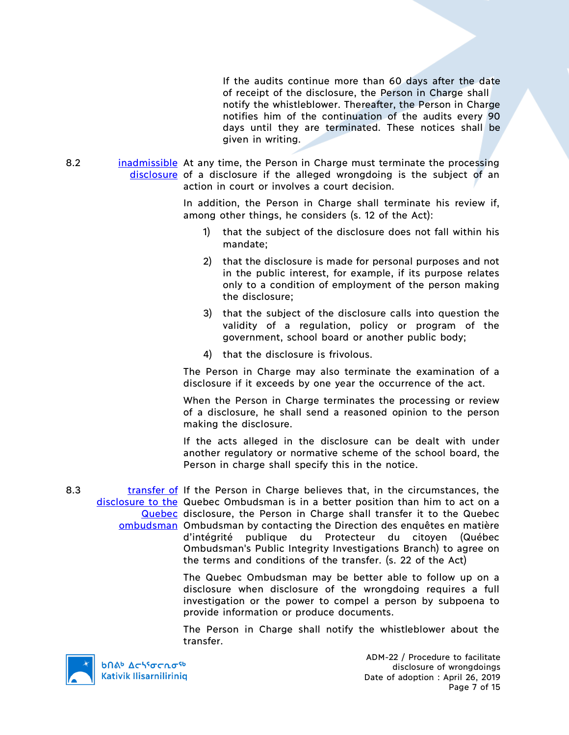If the audits continue more than 60 days after the date of receipt of the disclosure, the Person in Charge shall notify the whistleblower. Thereafter, the Person in Charge notifies him of the continuation of the audits every 90 days until they are terminated. These notices shall be given in writing.

8.2 inadmissible disclosure

At any time, the Person in Charge must terminate the processing of a disclosure if the alleged wrongdoing is the subject of an action in court or involves a court decision.

In addition, the Person in Charge shall terminate his review if, among other things, he considers (s. 12 of the Act):

1) that the subject of the disclosure does not fall within his mandate;
2) that the disclosure is made for personal purposes and not in the public interest, for example, if its purpose relates only to a condition of employment of the person making the disclosure;
3) that the subject of the disclosure calls into question the validity of a regulation, policy or program of the government, school board or another public body;
4) that the disclosure is frivolous.

The Person in Charge may also terminate the examination of a disclosure if it exceeds by one year the occurrence of the act.

When the Person in Charge terminates the processing or review of a disclosure, he shall send a reasoned opinion to the person making the disclosure.

If the acts alleged in the disclosure can be dealt with under another regulatory or normative scheme of the school board, the Person in charge shall specify this in the notice.

8.3 transfer of disclosure to the Quebec ombudsman

If the Person in Charge believes that, in the circumstances, the Quebec Ombudsman is in a better position than him to act on a disclosure, the Person in Charge shall transfer it to the Quebec Ombudsman by contacting the Direction des enquêtes en matière d'intégrité publique du Protecteur du citoyen (Québec Ombudsman's Public Integrity Investigations Branch) to agree on the terms and conditions of the transfer. (s. 22 of the Act)

The Quebec Ombudsman may be better able to follow up on a disclosure when disclosure of the wrongdoing requires a full investigation or the power to compel a person by subpoena to provide information or produce documents.

The Person in Charge shall notify the whistleblower about the transfer.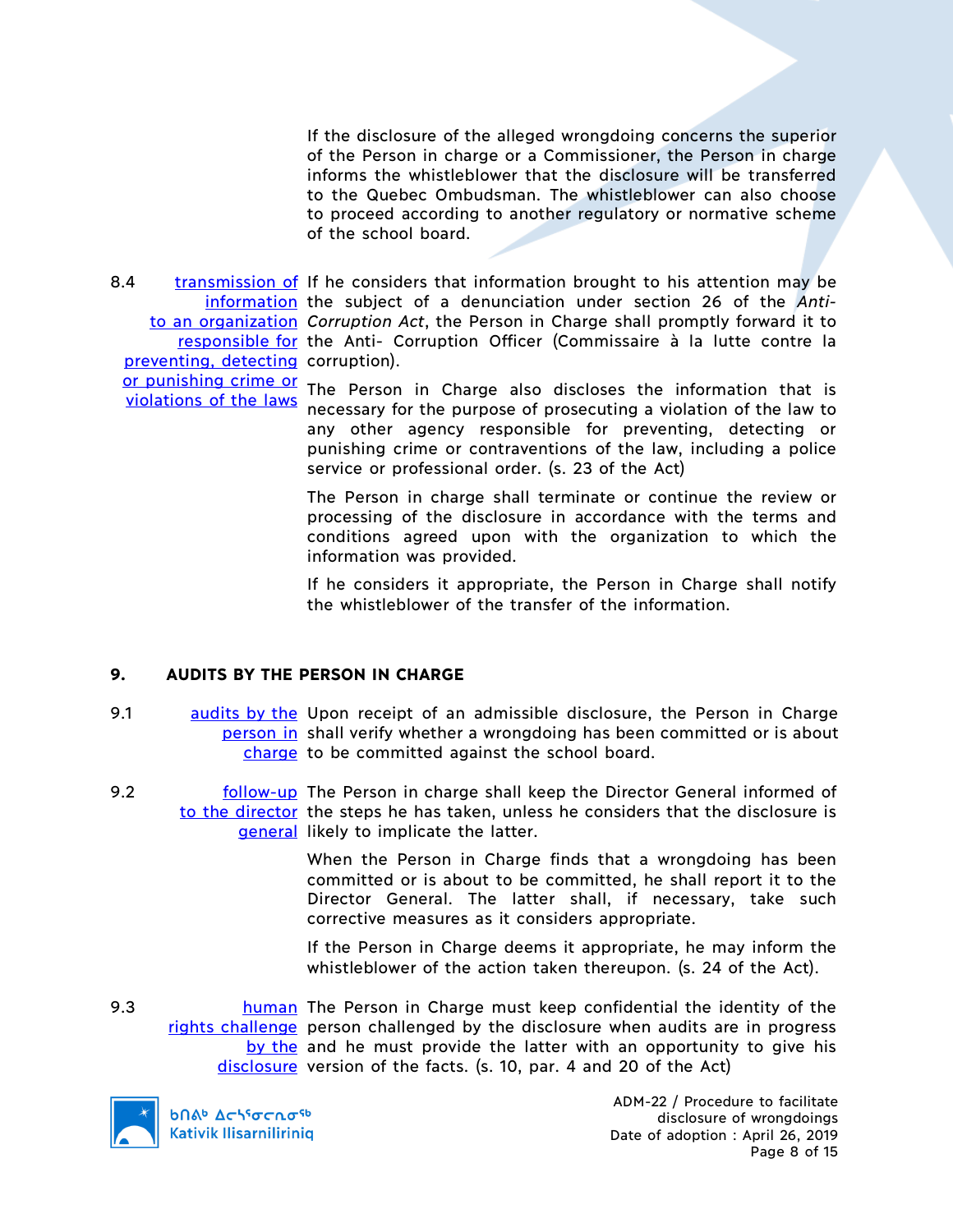If the disclosure of the alleged wrongdoing concerns the superior of the Person in charge or a Commissioner, the Person in charge informs the whistleblower that the disclosure will be transferred to the Quebec Ombudsman. The whistleblower can also choose to proceed according to another regulatory or normative scheme of the school board.

8.4 transmission of information to an organization responsible for preventing, detecting or punishing crime or violations of the laws

If he considers that information brought to his attention may be the subject of a denunciation under section 26 of the *Anti-Corruption Act*, the Person in Charge shall promptly forward it to the Anti- Corruption Officer (Commissaire à la lutte contre la corruption).

The Person in Charge also discloses the information that is necessary for the purpose of prosecuting a violation of the law to any other agency responsible for preventing, detecting or punishing crime or contraventions of the law, including a police service or professional order. (s. 23 of the Act)

The Person in charge shall terminate or continue the review or processing of the disclosure in accordance with the terms and conditions agreed upon with the organization to which the information was provided.

If he considers it appropriate, the Person in Charge shall notify the whistleblower of the transfer of the information.

## 9. AUDITS BY THE PERSON IN CHARGE

9.1 audits by the person in charge

Upon receipt of an admissible disclosure, the Person in Charge shall verify whether a wrongdoing has been committed or is about to be committed against the school board.

9.2 follow-up to the director general

The Person in charge shall keep the Director General informed of the steps he has taken, unless he considers that the disclosure is likely to implicate the latter.

When the Person in Charge finds that a wrongdoing has been committed or is about to be committed, he shall report it to the Director General. The latter shall, if necessary, take such corrective measures as it considers appropriate.

If the Person in Charge deems it appropriate, he may inform the whistleblower of the action taken thereupon. (s. 24 of the Act).

9.3 human rights challenge by the disclosure

The Person in Charge must keep confidential the identity of the person challenged by the disclosure when audits are in progress and he must provide the latter with an opportunity to give his version of the facts. (s. 10, par. 4 and 20 of the Act)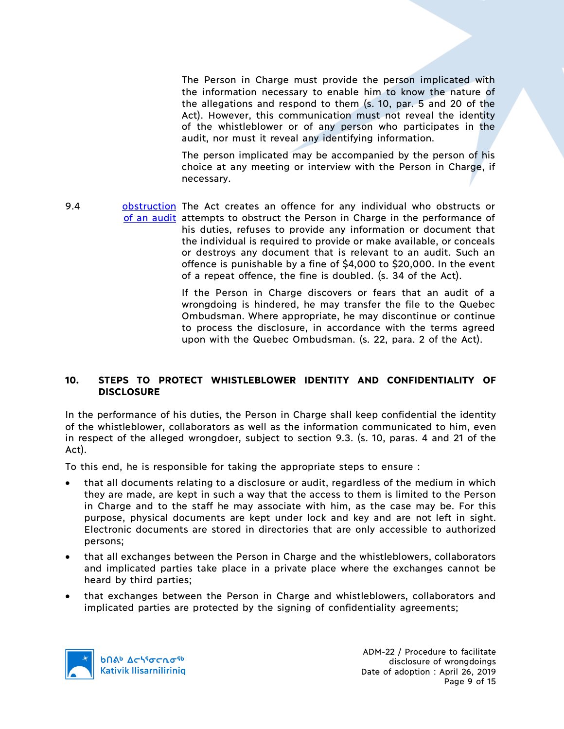The Person in Charge must provide the person implicated with the information necessary to enable him to know the nature of the allegations and respond to them (s. 10, par. 5 and 20 of the Act). However, this communication must not reveal the identity of the whistleblower or of any person who participates in the audit, nor must it reveal any identifying information.

The person implicated may be accompanied by the person of his choice at any meeting or interview with the Person in Charge, if necessary.

9.4 obstruction of an audit

The Act creates an offence for any individual who obstructs or attempts to obstruct the Person in Charge in the performance of his duties, refuses to provide any information or document that the individual is required to provide or make available, or conceals or destroys any document that is relevant to an audit. Such an offence is punishable by a fine of $4,000 to $20,000. In the event of a repeat offence, the fine is doubled. (s. 34 of the Act).

If the Person in Charge discovers or fears that an audit of a wrongdoing is hindered, he may transfer the file to the Quebec Ombudsman. Where appropriate, he may discontinue or continue to process the disclosure, in accordance with the terms agreed upon with the Quebec Ombudsman. (s. 22, para. 2 of the Act).

## 10. STEPS TO PROTECT WHISTLEBLOWER IDENTITY AND CONFIDENTIALITY OF DISCLOSURE

In the performance of his duties, the Person in Charge shall keep confidential the identity of the whistleblower, collaborators as well as the information communicated to him, even in respect of the alleged wrongdoer, subject to section 9.3. (s. 10, paras. 4 and 21 of the Act).

To this end, he is responsible for taking the appropriate steps to ensure :

- that all documents relating to a disclosure or audit, regardless of the medium in which they are made, are kept in such a way that the access to them is limited to the Person in Charge and to the staff he may associate with him, as the case may be. For this purpose, physical documents are kept under lock and key and are not left in sight. Electronic documents are stored in directories that are only accessible to authorized persons;
- that all exchanges between the Person in Charge and the whistleblowers, collaborators and implicated parties take place in a private place where the exchanges cannot be heard by third parties;
- that exchanges between the Person in Charge and whistleblowers, collaborators and implicated parties are protected by the signing of confidentiality agreements;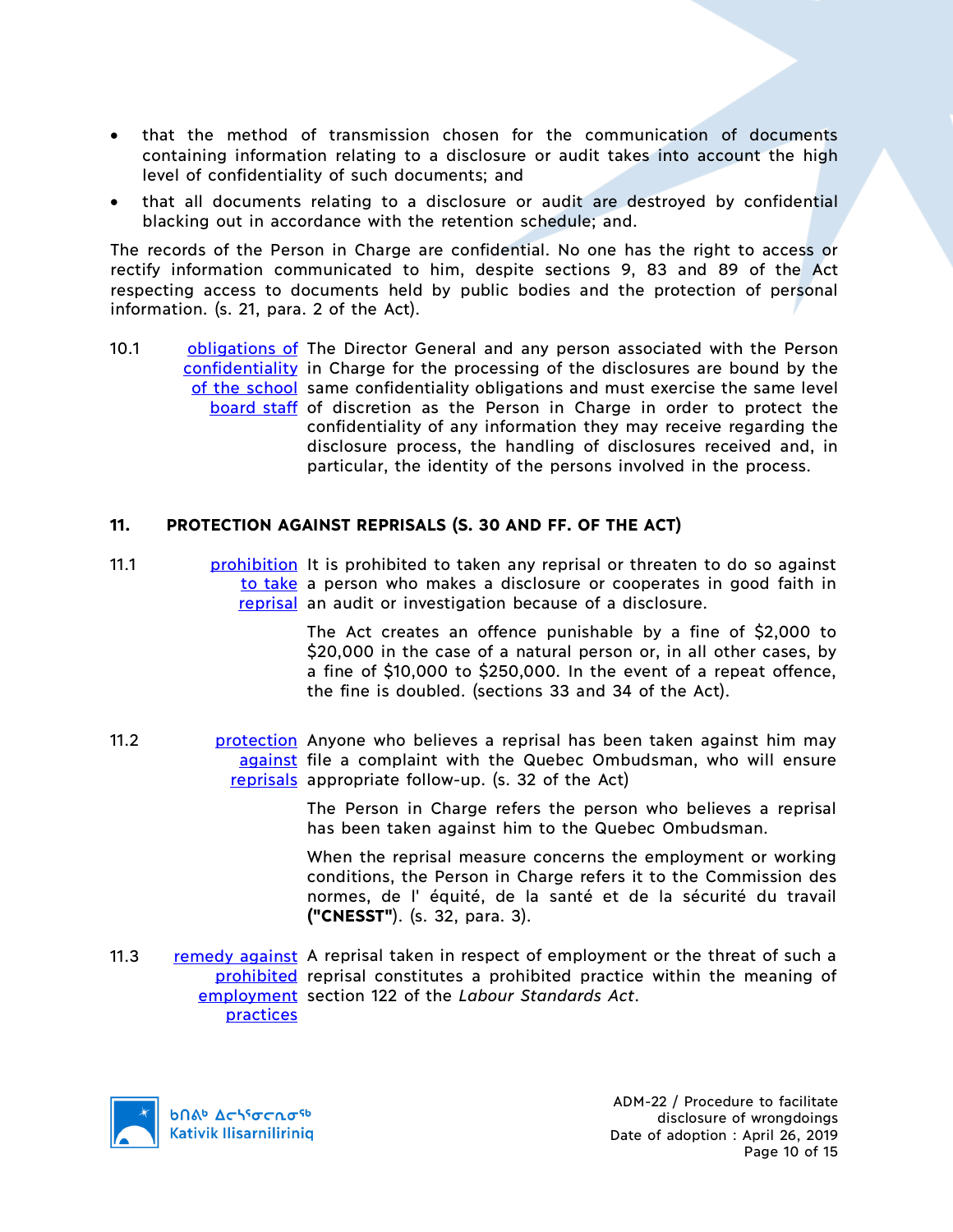- that the method of transmission chosen for the communication of documents containing information relating to a disclosure or audit takes into account the high level of confidentiality of such documents; and
- that all documents relating to a disclosure or audit are destroyed by confidential blacking out in accordance with the retention schedule; and.

The records of the Person in Charge are confidential. No one has the right to access or rectify information communicated to him, despite sections 9, 83 and 89 of the Act respecting access to documents held by public bodies and the protection of personal information. (s. 21, para. 2 of the Act).

10.1 obligations of confidentiality of the school board staff

The Director General and any person associated with the Person in Charge for the processing of the disclosures are bound by the same confidentiality obligations and must exercise the same level of discretion as the Person in Charge in order to protect the confidentiality of any information they may receive regarding the disclosure process, the handling of disclosures received and, in particular, the identity of the persons involved in the process.

## 11. PROTECTION AGAINST REPRISALS (S. 30 AND FF. OF THE ACT)

11.1 prohibition to take reprisal

It is prohibited to taken any reprisal or threaten to do so against a person who makes a disclosure or cooperates in good faith in an audit or investigation because of a disclosure.

The Act creates an offence punishable by a fine of $2,000 to $20,000 in the case of a natural person or, in all other cases, by a fine of $10,000 to $250,000. In the event of a repeat offence, the fine is doubled. (sections 33 and 34 of the Act).

11.2 protection against reprisals

Anyone who believes a reprisal has been taken against him may file a complaint with the Quebec Ombudsman, who will ensure appropriate follow-up. (s. 32 of the Act)

The Person in Charge refers the person who believes a reprisal has been taken against him to the Quebec Ombudsman.

When the reprisal measure concerns the employment or working conditions, the Person in Charge refers it to the Commission des normes, de l' équité, de la santé et de la sécurité du travail **("CNESST")**. (s. 32, para. 3).

11.3 remedy against prohibited employment practices

A reprisal taken in respect of employment or the threat of such a reprisal constitutes a prohibited practice within the meaning of section 122 of the *Labour Standards Act*.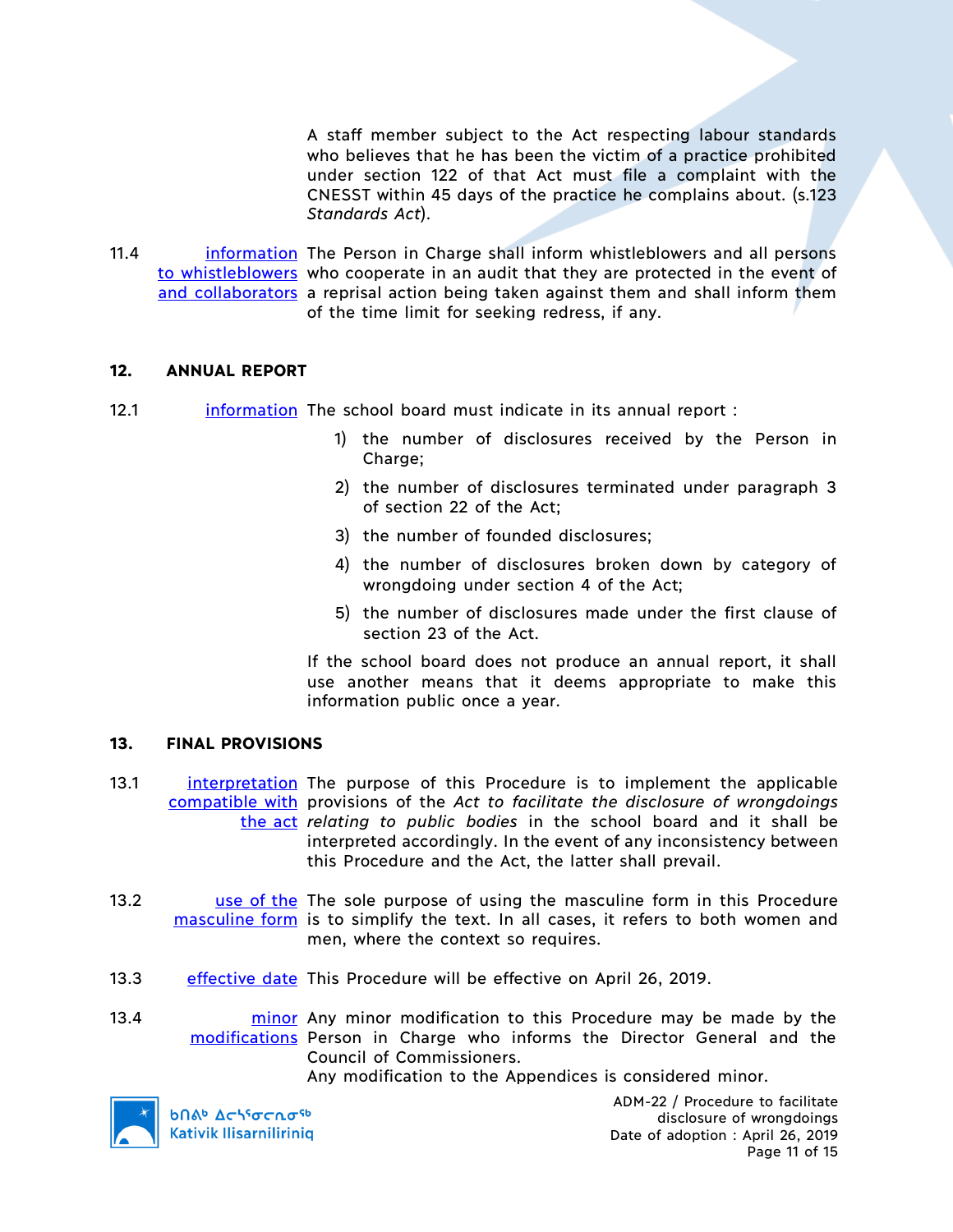A staff member subject to the Act respecting labour standards who believes that he has been the victim of a practice prohibited under section 122 of that Act must file a complaint with the CNESST within 45 days of the practice he complains about. (s.123 *Standards Act*).

11.4 information to whistleblowers and collaborators — The Person in Charge shall inform whistleblowers and all persons who cooperate in an audit that they are protected in the event of a reprisal action being taken against them and shall inform them of the time limit for seeking redress, if any.

## 12. ANNUAL REPORT

12.1 information — The school board must indicate in its annual report :

1) the number of disclosures received by the Person in Charge;
2) the number of disclosures terminated under paragraph 3 of section 22 of the Act;
3) the number of founded disclosures;
4) the number of disclosures broken down by category of wrongdoing under section 4 of the Act;
5) the number of disclosures made under the first clause of section 23 of the Act.

If the school board does not produce an annual report, it shall use another means that it deems appropriate to make this information public once a year.

## 13. FINAL PROVISIONS

13.1 interpretation compatible with the act — The purpose of this Procedure is to implement the applicable provisions of the *Act to facilitate the disclosure of wrongdoings relating to public bodies* in the school board and it shall be interpreted accordingly. In the event of any inconsistency between this Procedure and the Act, the latter shall prevail.

13.2 use of the masculine form — The sole purpose of using the masculine form in this Procedure is to simplify the text. In all cases, it refers to both women and men, where the context so requires.

13.3 effective date — This Procedure will be effective on April 26, 2019.

13.4 minor modifications — Any minor modification to this Procedure may be made by the Person in Charge who informs the Director General and the Council of Commissioners.
Any modification to the Appendices is considered minor.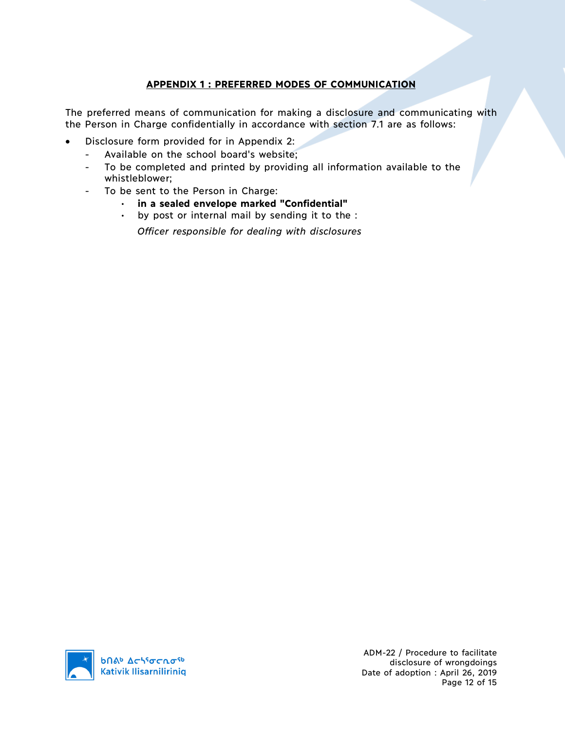## APPENDIX 1 : PREFERRED MODES OF COMMUNICATION

The preferred means of communication for making a disclosure and communicating with the Person in Charge confidentially in accordance with section 7.1 are as follows:

- Disclosure form provided for in Appendix 2:
  - Available on the school board's website;
  - To be completed and printed by providing all information available to the whistleblower;
  - To be sent to the Person in Charge:
    - **in a sealed envelope marked "Confidential"**
    - by post or internal mail by sending it to the :

      *Officer responsible for dealing with disclosures*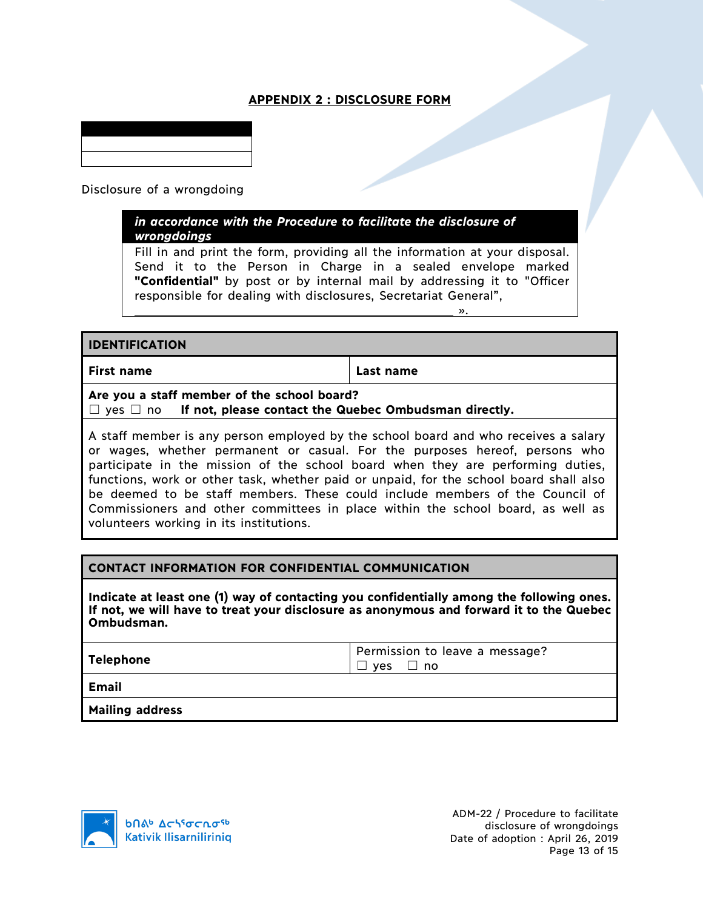## APPENDIX 2 : DISCLOSURE FORM

|  |
|---|
|  |
|  |

Disclosure of a wrongdoing

| ***in accordance with the Procedure to facilitate the disclosure of wrongdoings*** |
|---|
| Fill in and print the form, providing all the information at your disposal. Send it to the Person in Charge in a sealed envelope marked **"Confidential"** by post or by internal mail by addressing it to "Officer responsible for dealing with disclosures, Secretariat General", ______________________________________________ ». |

| **IDENTIFICATION** | |
|---|---|
| **First name** | **Last name** |
| **Are you a staff member of the school board?**<br>☐ yes ☐ no **If not, please contact the Quebec Ombudsman directly.** | |
| A staff member is any person employed by the school board and who receives a salary or wages, whether permanent or casual. For the purposes hereof, persons who participate in the mission of the school board when they are performing duties, functions, work or other task, whether paid or unpaid, for the school board shall also be deemed to be staff members. These could include members of the Council of Commissioners and other committees in place within the school board, as well as volunteers working in its institutions. | |

| **CONTACT INFORMATION FOR CONFIDENTIAL COMMUNICATION** | |
|---|---|
| **Indicate at least one (1) way of contacting you confidentially among the following ones. If not, we will have to treat your disclosure as anonymous and forward it to the Quebec Ombudsman.** | |
| **Telephone** | Permission to leave a message?<br>☐ yes ☐ no |
| **Email** | |
| **Mailing address** | |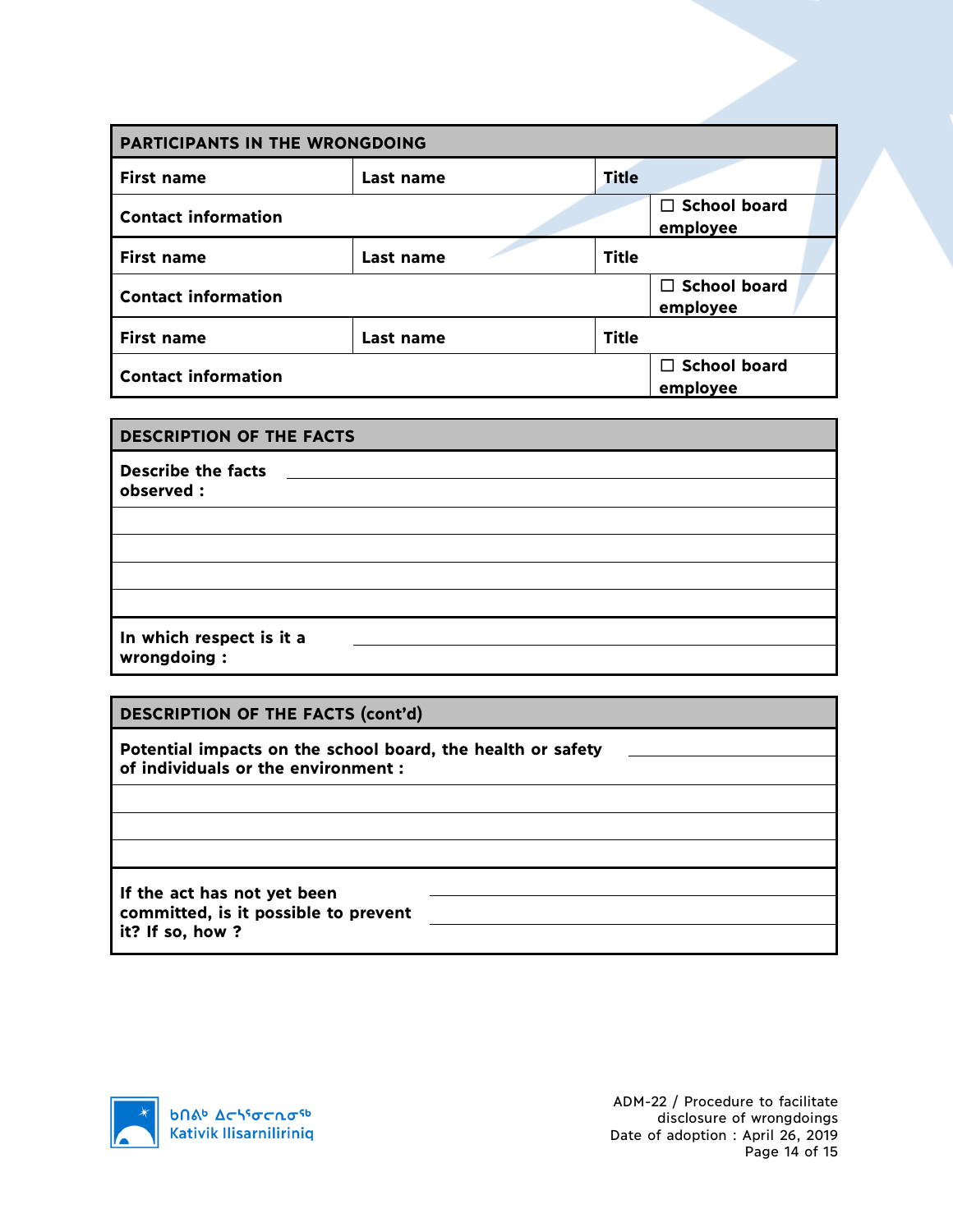| PARTICIPANTS IN THE WRONGDOING | | | |
|---|---|---|---|
| **First name** | **Last name** | **Title** | |
| **Contact information** | | | ☐ **School board employee** |
| **First name** | **Last name** | **Title** | |
| **Contact information** | | | ☐ **School board employee** |
| **First name** | **Last name** | **Title** | |
| **Contact information** | | | ☐ **School board employee** |

| DESCRIPTION OF THE FACTS | |
|---|---|
| **Describe the facts observed :** | |
| | |
| | |
| | |
| | |
| **In which respect is it a wrongdoing :** | |

| DESCRIPTION OF THE FACTS (cont'd) | |
|---|---|
| **Potential impacts on the school board, the health or safety of individuals or the environment :** | |
| | |
| | |
| | |
| **If the act has not yet been committed, is it possible to prevent it? If so, how ?** | |

ᑲᑎᕕᒃ ᐃᓕᓐᓯᕐᓂᓕᕆᓂᖅ
Kativik Ilisarniliriniq

ADM-22 / Procedure to facilitate disclosure of wrongdoings
Date of adoption : April 26, 2019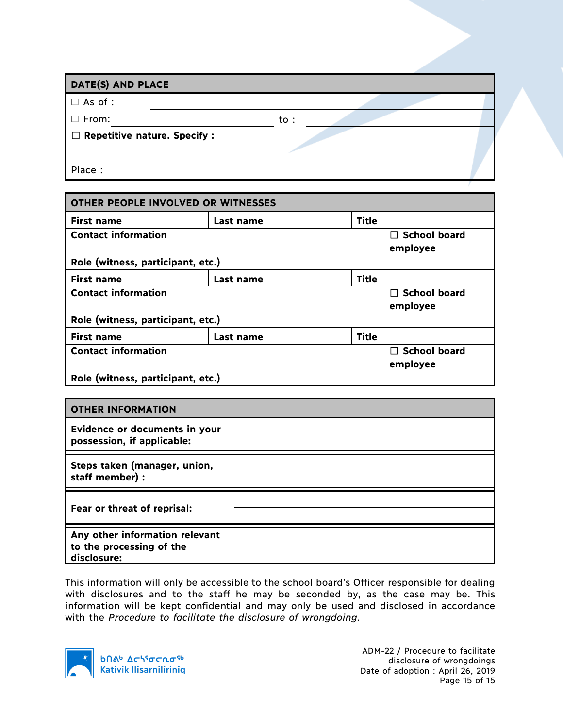| DATE(S) AND PLACE | | |
|---|---|---|
| ☐ As of : | | |
| ☐ From: | to : | |
| ☐ **Repetitive nature. Specify :** | | |
| Place : | | |

| OTHER PEOPLE INVOLVED OR WITNESSES | | |
|---|---|---|
| **First name** | **Last name** | **Title** |
| **Contact information** | | ☐ **School board employee** |
| **Role (witness, participant, etc.)** | | |
| **First name** | **Last name** | **Title** |
| **Contact information** | | ☐ **School board employee** |
| **Role (witness, participant, etc.)** | | |
| **First name** | **Last name** | **Title** |
| **Contact information** | | ☐ **School board employee** |
| **Role (witness, participant, etc.)** | | |

| OTHER INFORMATION | |
|---|---|
| **Evidence or documents in your possession, if applicable:** | |
| **Steps taken (manager, union, staff member) :** | |
| **Fear or threat of reprisal:** | |
| **Any other information relevant to the processing of the disclosure:** | |

This information will only be accessible to the school board's Officer responsible for dealing with disclosures and to the staff he may be seconded by, as the case may be. This information will be kept confidential and may only be used and disclosed in accordance with the *Procedure to facilitate the disclosure of wrongdoing*.